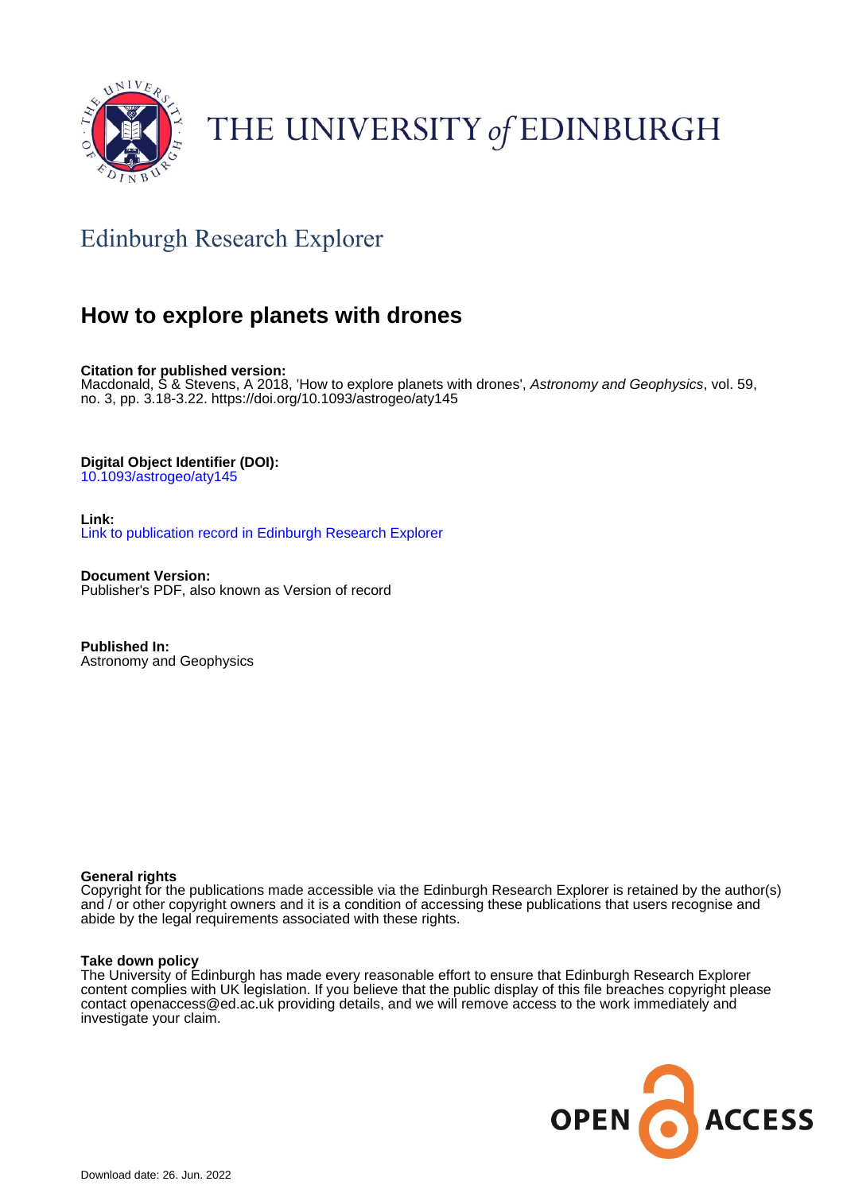THE UNIVERSITY of EDINBURGH

## Edinburgh Research Explorer

# How to explore planets with drones

**Citation for published version:**
Macdonald, S & Stevens, A 2018, 'How to explore planets with drones', *Astronomy and Geophysics*, vol. 59, no. 3, pp. 3.18-3.22. https://doi.org/10.1093/astrogeo/aty145

**Digital Object Identifier (DOI):**
10.1093/astrogeo/aty145

**Link:**
Link to publication record in Edinburgh Research Explorer

**Document Version:**
Publisher's PDF, also known as Version of record

**Published In:**
Astronomy and Geophysics

**General rights**
Copyright for the publications made accessible via the Edinburgh Research Explorer is retained by the author(s) and / or other copyright owners and it is a condition of accessing these publications that users recognise and abide by the legal requirements associated with these rights.

**Take down policy**
The University of Edinburgh has made every reasonable effort to ensure that Edinburgh Research Explorer content complies with UK legislation. If you believe that the public display of this file breaches copyright please contact openaccess@ed.ac.uk providing details, and we will remove access to the work immediately and investigate your claim.

OPEN ACCESS

Download date: 26. Jun. 2022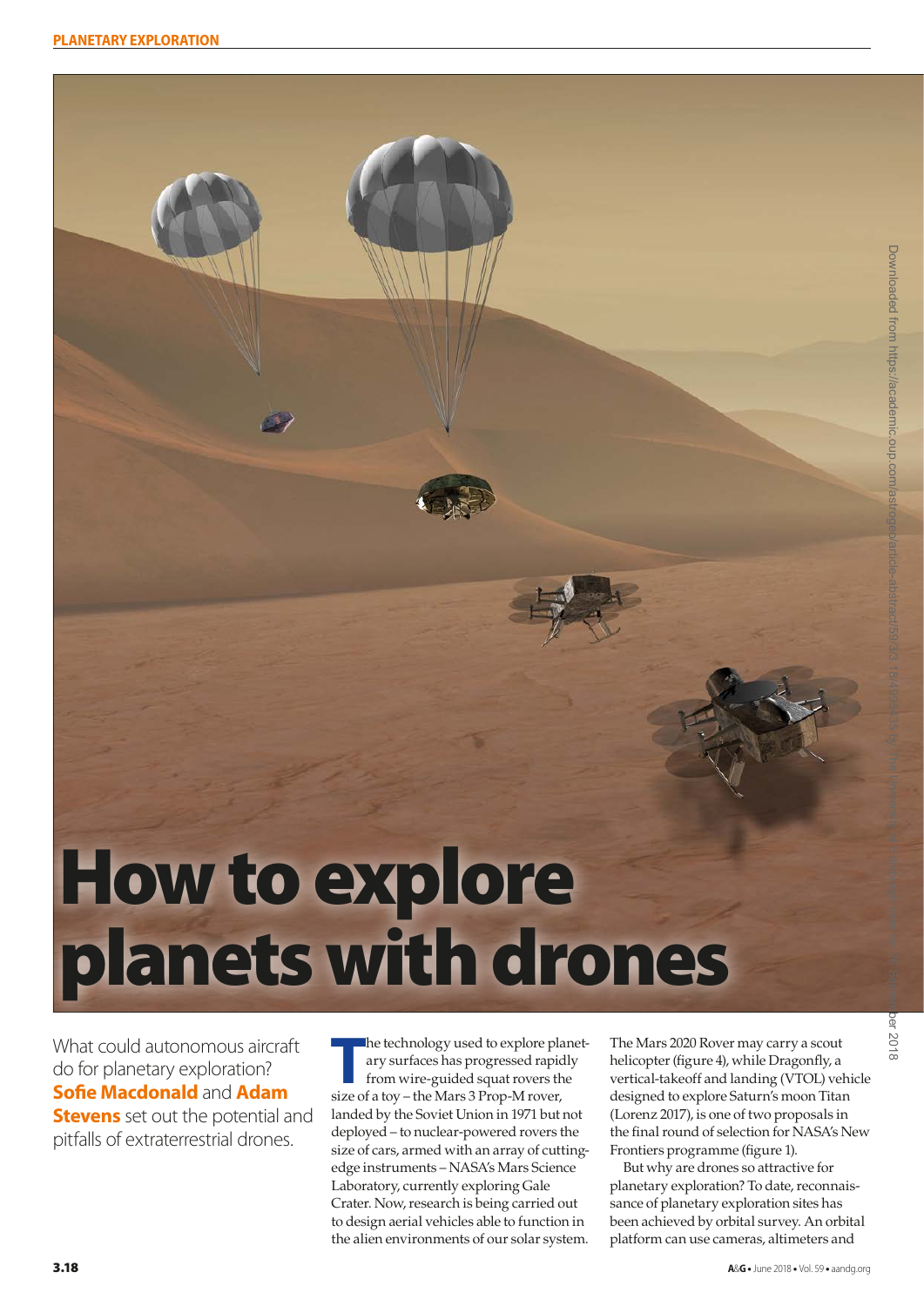# How to explore planets with drones

What could autonomous aircraft do for planetary exploration? **Sofie Macdonald** and **Adam Stevens** set out the potential and pitfalls of extraterrestrial drones.

The technology used to explore planetary surfaces has progressed rapidly from wire-guided squat rovers the size of a toy – the Mars 3 Prop-M rover, landed by the Soviet Union in 1971 but not deployed – to nuclear-powered rovers the size of cars, armed with an array of cutting-edge instruments – NASA's Mars Science Laboratory, currently exploring Gale Crater. Now, research is being carried out to design aerial vehicles able to function in the alien environments of our solar system.

The Mars 2020 Rover may carry a scout helicopter (figure 4), while Dragonfly, a vertical-takeoff and landing (VTOL) vehicle designed to explore Saturn's moon Titan (Lorenz 2017), is one of two proposals in the final round of selection for NASA's New Frontiers programme (figure 1).

But why are drones so attractive for planetary exploration? To date, reconnaissance of planetary exploration sites has been achieved by orbital survey. An orbital platform can use cameras, altimeters and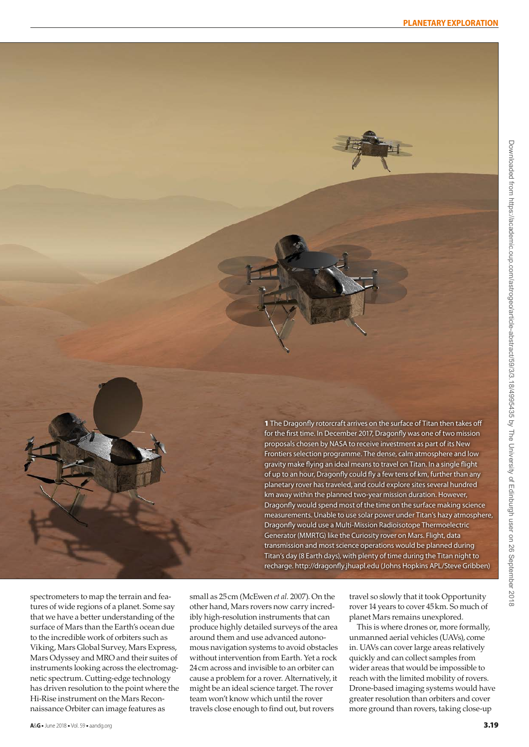**1** The Dragonfly rotorcraft arrives on the surface of Titan then takes off for the first time. In December 2017, Dragonfly was one of two mission proposals chosen by NASA to receive investment as part of its New Frontiers selection programme. The dense, calm atmosphere and low gravity make flying an ideal means to travel on Titan. In a single flight of up to an hour, Dragonfly could fly a few tens of km, further than any planetary rover has traveled, and could explore sites several hundred km away within the planned two-year mission duration. However, Dragonfly would spend most of the time on the surface making science measurements. Unable to use solar power under Titan's hazy atmosphere, Dragonfly would use a Multi-Mission Radioisotope Thermoelectric Generator (MMRTG) like the Curiosity rover on Mars. Flight, data transmission and most science operations would be planned during Titan's day (8 Earth days), with plenty of time during the Titan night to recharge. http://dragonfly.jhuapl.edu (Johns Hopkins APL/Steve Gribben)

spectrometers to map the terrain and features of wide regions of a planet. Some say that we have a better understanding of the surface of Mars than the Earth's ocean due to the incredible work of orbiters such as Viking, Mars Global Survey, Mars Express, Mars Odyssey and MRO and their suites of instruments looking across the electromagnetic spectrum. Cutting-edge technology has driven resolution to the point where the Hi-Rise instrument on the Mars Reconnaissance Orbiter can image features as small as 25 cm (McEwen *et al.* 2007). On the other hand, Mars rovers now carry incredibly high-resolution instruments that can produce highly detailed surveys of the area around them and use advanced autonomous navigation systems to avoid obstacles without intervention from Earth. Yet a rock 24 cm across and invisible to an orbiter can cause a problem for a rover. Alternatively, it might be an ideal science target. The rover team won't know which until the rover travels close enough to find out, but rovers travel so slowly that it took Opportunity rover 14 years to cover 45 km. So much of planet Mars remains unexplored.

This is where drones or, more formally, unmanned aerial vehicles (UAVs), come in. UAVs can cover large areas relatively quickly and can collect samples from wider areas that would be impossible to reach with the limited mobility of rovers. Drone-based imaging systems would have greater resolution than orbiters and cover more ground than rovers, taking close-up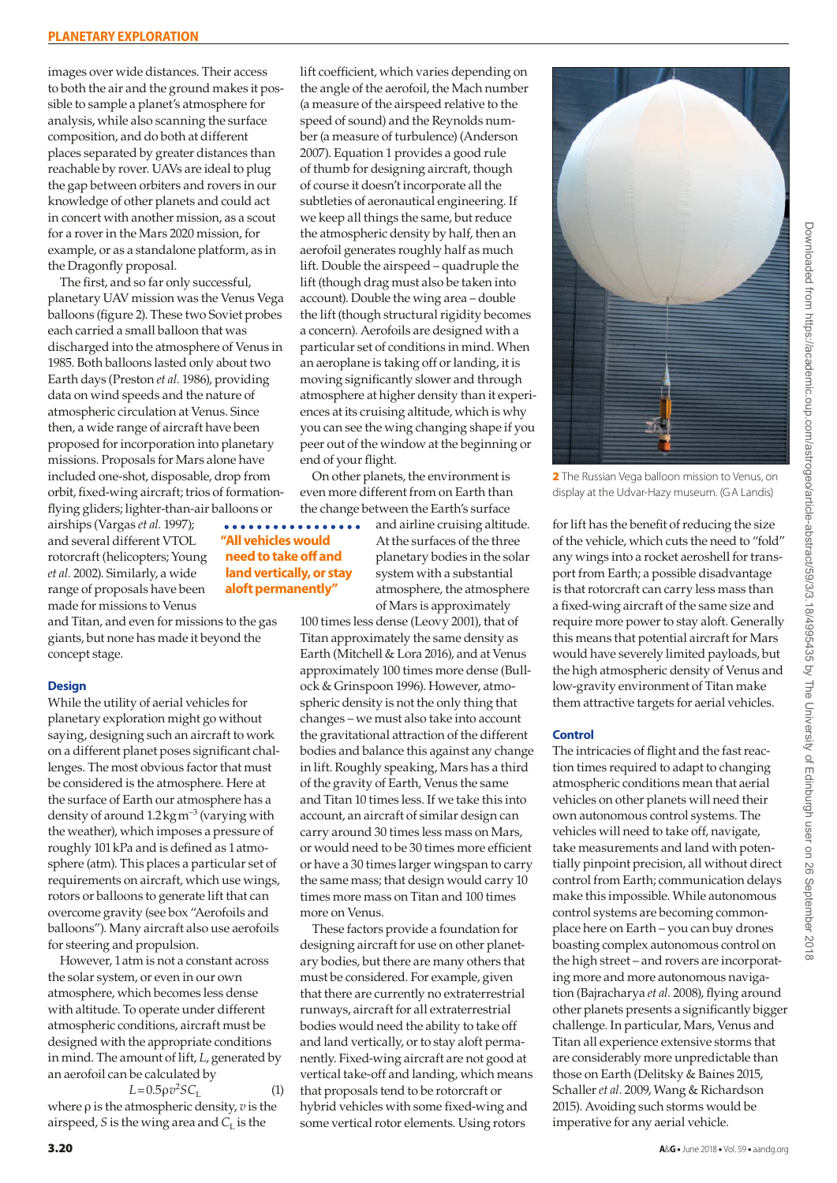images over wide distances. Their access to both the air and the ground makes it possible to sample a planet's atmosphere for analysis, while also scanning the surface composition, and do both at different places separated by greater distances than reachable by rover. UAVs are ideal to plug the gap between orbiters and rovers in our knowledge of other planets and could act in concert with another mission, as a scout for a rover in the Mars 2020 mission, for example, or as a standalone platform, as in the Dragonfly proposal.

The first, and so far only successful, planetary UAV mission was the Venus Vega balloons (figure 2). These two Soviet probes each carried a small balloon that was discharged into the atmosphere of Venus in 1985. Both balloons lasted only about two Earth days (Preston *et al.* 1986), providing data on wind speeds and the nature of atmospheric circulation at Venus. Since then, a wide range of aircraft have been proposed for incorporation into planetary missions. Proposals for Mars alone have included one-shot, disposable, drop from orbit, fixed-wing aircraft; trios of formation-flying gliders; lighter-than-air balloons or airships (Vargas *et al.* 1997); and several different VTOL rotorcraft (helicopters; Young *et al.* 2002). Similarly, a wide range of proposals have been made for missions to Venus and Titan, and even for missions to the gas giants, but none has made it beyond the concept stage.

**"All vehicles would need to take off and land vertically, or stay aloft permanently"**

### Design

While the utility of aerial vehicles for planetary exploration might go without saying, designing such an aircraft to work on a different planet poses significant challenges. The most obvious factor that must be considered is the atmosphere. Here at the surface of Earth our atmosphere has a density of around 1.2 kg m$^{-3}$ (varying with the weather), which imposes a pressure of roughly 101 kPa and is defined as 1 atmosphere (atm). This places a particular set of requirements on aircraft, which use wings, rotors or balloons to generate lift that can overcome gravity (see box "Aerofoils and balloons"). Many aircraft also use aerofoils for steering and propulsion.

However, 1 atm is not a constant across the solar system, or even in our own atmosphere, which becomes less dense with altitude. To operate under different atmospheric conditions, aircraft must be designed with the appropriate conditions in mind. The amount of lift, $L$, generated by an aerofoil can be calculated by

$$L = 0.5\rho v^2 S C_L \qquad (1)$$

where $\rho$ is the atmospheric density, $v$ is the airspeed, $S$ is the wing area and $C_L$ is the lift coefficient, which varies depending on the angle of the aerofoil, the Mach number (a measure of the airspeed relative to the speed of sound) and the Reynolds number (a measure of turbulence) (Anderson 2007). Equation 1 provides a good rule of thumb for designing aircraft, though of course it doesn't incorporate all the subtleties of aeronautical engineering. If we keep all things the same, but reduce the atmospheric density by half, then an aerofoil generates roughly half as much lift. Double the airspeed – quadruple the lift (though drag must also be taken into account). Double the wing area – double the lift (though structural rigidity becomes a concern). Aerofoils are designed with a particular set of conditions in mind. When an aeroplane is taking off or landing, it is moving significantly slower and through atmosphere at higher density than it experiences at its cruising altitude, which is why you can see the wing changing shape if you peer out of the window at the beginning or end of your flight.

On other planets, the environment is even more different from on Earth than the change between the Earth's surface and airline cruising altitude. At the surfaces of the three planetary bodies in the solar system with a substantial atmosphere, the atmosphere of Mars is approximately 100 times less dense (Leovy 2001), that of Titan approximately the same density as Earth (Mitchell & Lora 2016), and at Venus approximately 100 times more dense (Bullock & Grinspoon 1996). However, atmospheric density is not the only thing that changes – we must also take into account the gravitational attraction of the different bodies and balance this against any change in lift. Roughly speaking, Mars has a third of the gravity of Earth, Venus the same and Titan 10 times less. If we take this into account, an aircraft of similar design can carry around 30 times less mass on Mars, or would need to be 30 times more efficient or have a 30 times larger wingspan to carry the same mass; that design would carry 10 times more mass on Titan and 100 times more on Venus.

These factors provide a foundation for designing aircraft for use on other planetary bodies, but there are many others that must be considered. For example, given that there are currently no extraterrestrial runways, aircraft for all extraterrestrial bodies would need the ability to take off and land vertically, or to stay aloft permanently. Fixed-wing aircraft are not good at vertical take-off and landing, which means that proposals tend to be rotorcraft or hybrid vehicles with some fixed-wing and some vertical rotor elements. Using rotors for lift has the benefit of reducing the size of the vehicle, which cuts the need to "fold" any wings into a rocket aeroshell for transport from Earth; a possible disadvantage is that rotorcraft can carry less mass than a fixed-wing aircraft of the same size and require more power to stay aloft. Generally this means that potential aircraft for Mars would have severely limited payloads, but the high atmospheric density of Venus and low-gravity environment of Titan make them attractive targets for aerial vehicles.

**2** The Russian Vega balloon mission to Venus, on display at the Udvar-Hazy museum. (GA Landis)

### Control

The intricacies of flight and the fast reaction times required to adapt to changing atmospheric conditions mean that aerial vehicles on other planets will need their own autonomous control systems. The vehicles will need to take off, navigate, take measurements and land with potentially pinpoint precision, all without direct control from Earth; communication delays make this impossible. While autonomous control systems are becoming commonplace here on Earth – you can buy drones boasting complex autonomous control on the high street – and rovers are incorporating more and more autonomous navigation (Bajracharya *et al.* 2008), flying around other planets presents a significantly bigger challenge. In particular, Mars, Venus and Titan all experience extensive storms that are considerably more unpredictable than those on Earth (Delitsky & Baines 2015, Schaller *et al.* 2009, Wang & Richardson 2015). Avoiding such storms would be imperative for any aerial vehicle.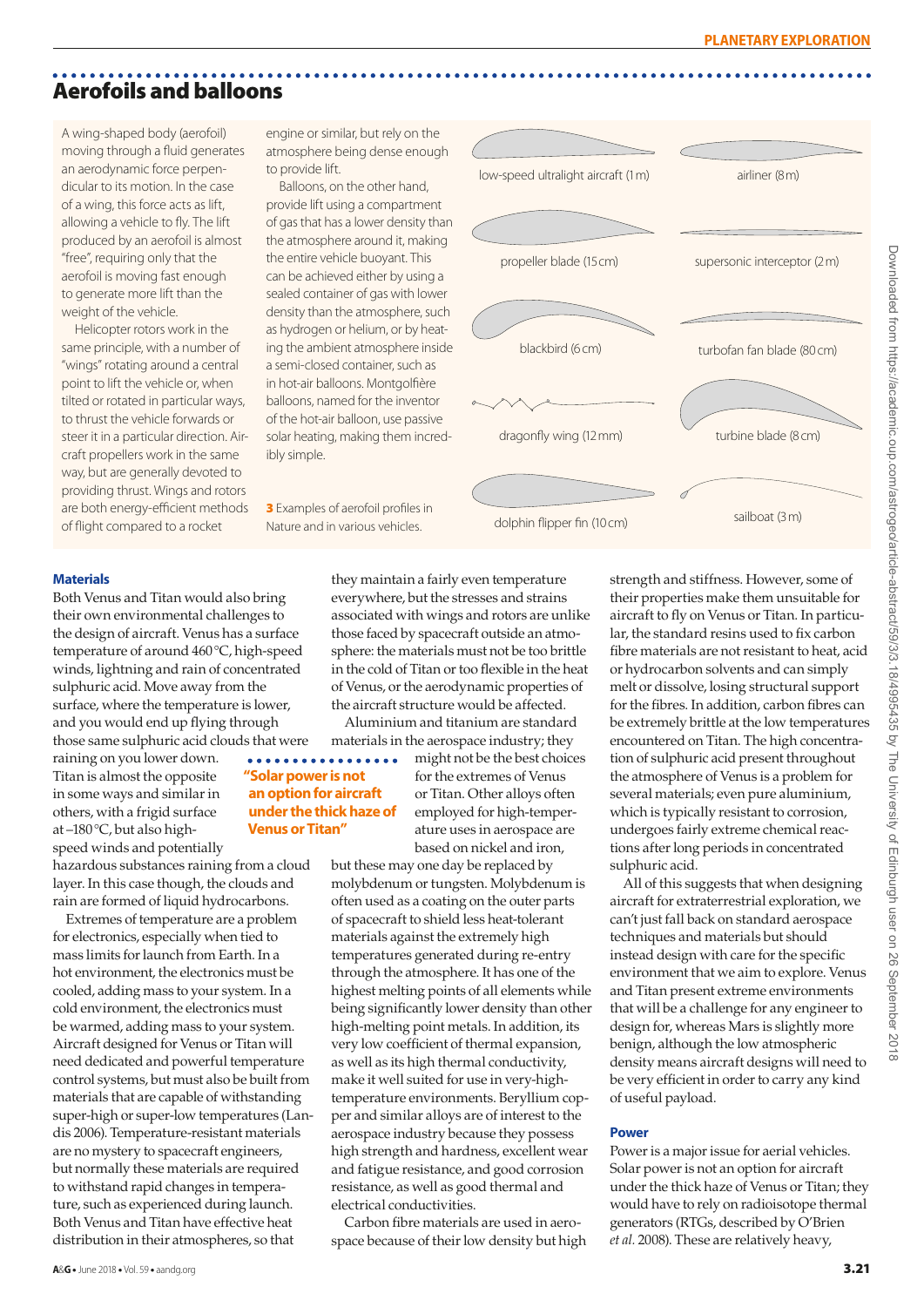## Aerofoils and balloons

A wing-shaped body (aerofoil) moving through a fluid generates an aerodynamic force perpendicular to its motion. In the case of a wing, this force acts as lift, allowing a vehicle to fly. The lift produced by an aerofoil is almost "free", requiring only that the aerofoil is moving fast enough to generate more lift than the weight of the vehicle.

Helicopter rotors work in the same principle, with a number of "wings" rotating around a central point to lift the vehicle or, when tilted or rotated in particular ways, to thrust the vehicle forwards or steer it in a particular direction. Aircraft propellers work in the same way, but are generally devoted to providing thrust. Wings and rotors are both energy-efficient methods of flight compared to a rocket engine or similar, but rely on the atmosphere being dense enough to provide lift.

Balloons, on the other hand, provide lift using a compartment of gas that has a lower density than the atmosphere around it, making the entire vehicle buoyant. This can be achieved either by using a sealed container of gas with lower density than the atmosphere, such as hydrogen or helium, or by heating the ambient atmosphere inside a semi-closed container, such as in hot-air balloons. Montgolfière balloons, named for the inventor of the hot-air balloon, use passive solar heating, making them incredibly simple.

low-speed ultralight aircraft (1 m) | airliner (8 m) | propeller blade (15 cm) | supersonic interceptor (2 m) | blackbird (6 cm) | turbofan fan blade (80 cm) | dragonfly wing (12 mm) | turbine blade (8 cm) | dolphin flipper fin (10 cm) | sailboat (3 m)

**3** Examples of aerofoil profiles in Nature and in various vehicles.

### Materials

Both Venus and Titan would also bring their own environmental challenges to the design of aircraft. Venus has a surface temperature of around 460 °C, high-speed winds, lightning and rain of concentrated sulphuric acid. Move away from the surface, where the temperature is lower, and you would end up flying through those same sulphuric acid clouds that were raining on you lower down. Titan is almost the opposite in some ways and similar in others, with a frigid surface at –180 °C, but also high-speed winds and potentially hazardous substances raining from a cloud layer. In this case though, the clouds and rain are formed of liquid hydrocarbons.

Extremes of temperature are a problem for electronics, especially when tied to mass limits for launch from Earth. In a hot environment, the electronics must be cooled, adding mass to your system. In a cold environment, the electronics must be warmed, adding mass to your system. Aircraft designed for Venus or Titan will need dedicated and powerful temperature control systems, but must also be built from materials that are capable of withstanding super-high or super-low temperatures (Landis 2006). Temperature-resistant materials are no mystery to spacecraft engineers, but normally these materials are required to withstand rapid changes in temperature, such as experienced during launch. Both Venus and Titan have effective heat distribution in their atmospheres, so that they maintain a fairly even temperature everywhere, but the stresses and strains associated with wings and rotors are unlike those faced by spacecraft outside an atmosphere: the materials must not be too brittle in the cold of Titan or too flexible in the heat of Venus, or the aerodynamic properties of the aircraft structure would be affected.

Aluminium and titanium are standard materials in the aerospace industry; they might not be the best choices for the extremes of Venus or Titan. Other alloys often employed for high-temperature uses in aerospace are based on nickel and iron, but these may one day be replaced by molybdenum or tungsten. Molybdenum is often used as a coating on the outer parts of spacecraft to shield less heat-tolerant materials against the extremely high temperatures generated during re-entry through the atmosphere. It has one of the highest melting points of all elements while being significantly lower density than other high-melting point metals. In addition, its very low coefficient of thermal expansion, as well as its high thermal conductivity, make it well suited for use in very-high-temperature environments. Beryllium copper and similar alloys are of interest to the aerospace industry because they possess high strength and hardness, excellent wear and fatigue resistance, and good corrosion resistance, as well as good thermal and electrical conductivities.

> **"Solar power is not an option for aircraft under the thick haze of Venus or Titan"**

Carbon fibre materials are used in aerospace because of their low density but high strength and stiffness. However, some of their properties make them unsuitable for aircraft to fly on Venus or Titan. In particular, the standard resins used to fix carbon fibre materials are not resistant to heat, acid or hydrocarbon solvents and can simply melt or dissolve, losing structural support for the fibres. In addition, carbon fibres can be extremely brittle at the low temperatures encountered on Titan. The high concentration of sulphuric acid present throughout the atmosphere of Venus is a problem for several materials; even pure aluminium, which is typically resistant to corrosion, undergoes fairly extreme chemical reactions after long periods in concentrated sulphuric acid.

All of this suggests that when designing aircraft for extraterrestrial exploration, we can't just fall back on standard aerospace techniques and materials but should instead design with care for the specific environment that we aim to explore. Venus and Titan present extreme environments that will be a challenge for any engineer to design for, whereas Mars is slightly more benign, although the low atmospheric density means aircraft designs will need to be very efficient in order to carry any kind of useful payload.

### Power

Power is a major issue for aerial vehicles. Solar power is not an option for aircraft under the thick haze of Venus or Titan; they would have to rely on radioisotope thermal generators (RTGs, described by O'Brien *et al.* 2008). These are relatively heavy,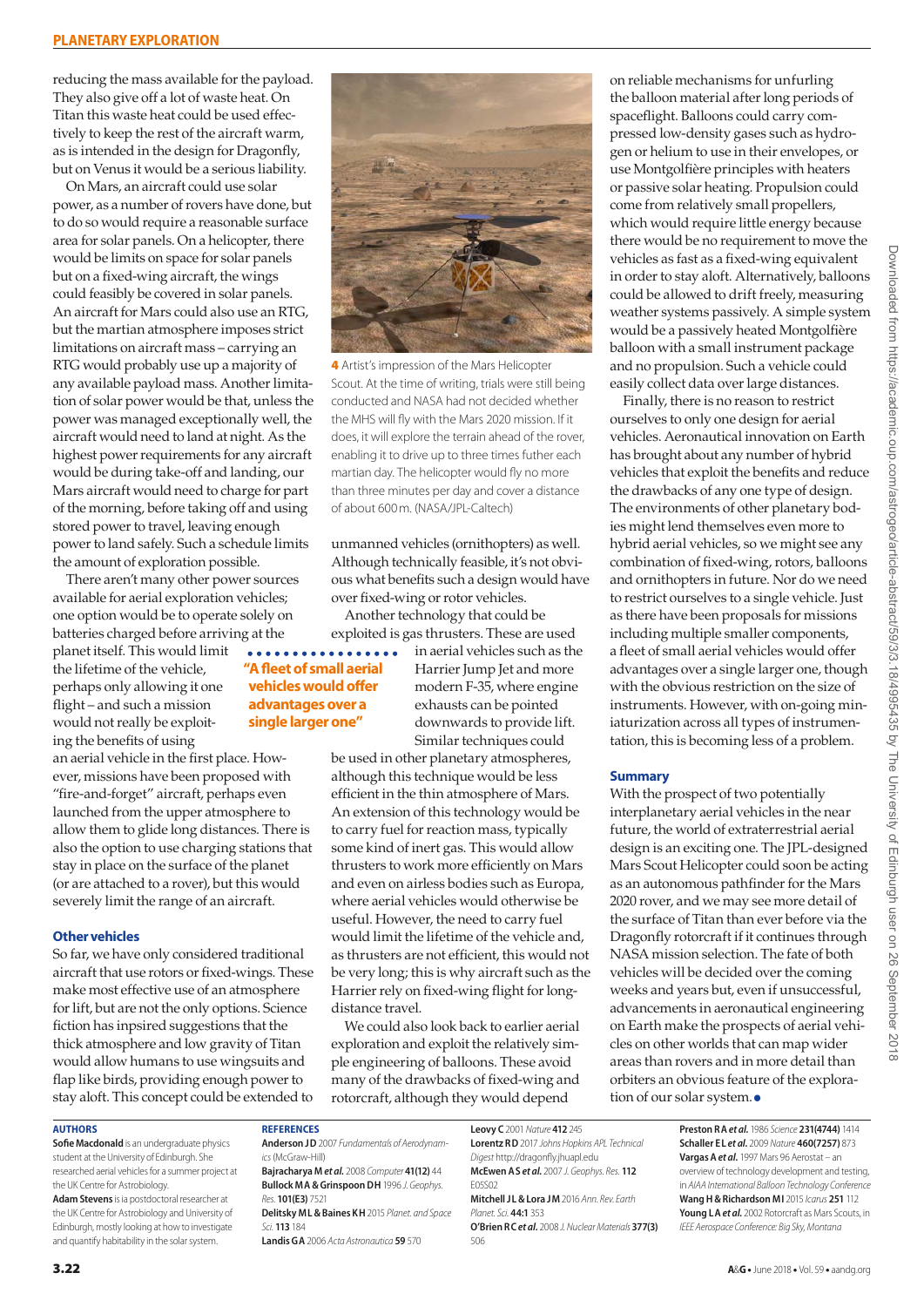reducing the mass available for the payload. They also give off a lot of waste heat. On Titan this waste heat could be used effectively to keep the rest of the aircraft warm, as is intended in the design for Dragonfly, but on Venus it would be a serious liability.

On Mars, an aircraft could use solar power, as a number of rovers have done, but to do so would require a reasonable surface area for solar panels. On a helicopter, there would be limits on space for solar panels but on a fixed-wing aircraft, the wings could feasibly be covered in solar panels. An aircraft for Mars could also use an RTG, but the martian atmosphere imposes strict limitations on aircraft mass – carrying an RTG would probably use up a majority of any available payload mass. Another limitation of solar power would be that, unless the power was managed exceptionally well, the aircraft would need to land at night. As the highest power requirements for any aircraft would be during take-off and landing, our Mars aircraft would need to charge for part of the morning, before taking off and using stored power to travel, leaving enough power to land safely. Such a schedule limits the amount of exploration possible.

There aren't many other power sources available for aerial exploration vehicles; one option would be to operate solely on batteries charged before arriving at the planet itself. This would limit the lifetime of the vehicle, perhaps only allowing it one flight – and such a mission would not really be exploiting the benefits of using an aerial vehicle in the first place. However, missions have been proposed with "fire-and-forget" aircraft, perhaps even launched from the upper atmosphere to allow them to glide long distances. There is also the option to use charging stations that stay in place on the surface of the planet (or are attached to a rover), but this would severely limit the range of an aircraft.

## Other vehicles

So far, we have only considered traditional aircraft that use rotors or fixed-wings. These make most effective use of an atmosphere for lift, but are not the only options. Science fiction has inpsired suggestions that the thick atmosphere and low gravity of Titan would allow humans to use wingsuits and flap like birds, providing enough power to stay aloft. This concept could be extended to unmanned vehicles (ornithopters) as well. Although technically feasible, it's not obvious what benefits such a design would have over fixed-wing or rotor vehicles.

**4** Artist's impression of the Mars Helicopter Scout. At the time of writing, trials were still being conducted and NASA had not decided whether the MHS will fly with the Mars 2020 mission. If it does, it will explore the terrain ahead of the rover, enabling it to drive up to three times futher each martian day. The helicopter would fly no more than three minutes per day and cover a distance of about 600 m. (NASA/JPL-Caltech)

Another technology that could be exploited is gas thrusters. These are used in aerial vehicles such as the Harrier Jump Jet and more modern F-35, where engine exhausts can be pointed downwards to provide lift. Similar techniques could be used in other planetary atmospheres, although this technique would be less efficient in the thin atmosphere of Mars. An extension of this technology would be to carry fuel for reaction mass, typically some kind of inert gas. This would allow thrusters to work more efficiently on Mars and even on airless bodies such as Europa, where aerial vehicles would otherwise be useful. However, the need to carry fuel would limit the lifetime of the vehicle and, as thrusters are not efficient, this would not be very long; this is why aircraft such as the Harrier rely on fixed-wing flight for long-distance travel.

> **"A fleet of small aerial vehicles would offer advantages over a single larger one"**

We could also look back to earlier aerial exploration and exploit the relatively simple engineering of balloons. These avoid many of the drawbacks of fixed-wing and rotorcraft, although they would depend on reliable mechanisms for unfurling the balloon material after long periods of spaceflight. Balloons could carry compressed low-density gases such as hydrogen or helium to use in their envelopes, or use Montgolfière principles with heaters or passive solar heating. Propulsion could come from relatively small propellers, which would require little energy because there would be no requirement to move the vehicles as fast as a fixed-wing equivalent in order to stay aloft. Alternatively, balloons could be allowed to drift freely, measuring weather systems passively. A simple system would be a passively heated Montgolfière balloon with a small instrument package and no propulsion. Such a vehicle could easily collect data over large distances.

Finally, there is no reason to restrict ourselves to only one design for aerial vehicles. Aeronautical innovation on Earth has brought about any number of hybrid vehicles that exploit the benefits and reduce the drawbacks of any one type of design. The environments of other planetary bodies might lend themselves even more to hybrid aerial vehicles, so we might see any combination of fixed-wing, rotors, balloons and ornithopters in future. Nor do we need to restrict ourselves to a single vehicle. Just as there have been proposals for missions including multiple smaller components, a fleet of small aerial vehicles would offer advantages over a single larger one, though with the obvious restriction on the size of instruments. However, with on-going miniaturization across all types of instrumentation, this is becoming less of a problem.

## Summary

With the prospect of two potentially interplanetary aerial vehicles in the near future, the world of extraterrestrial aerial design is an exciting one. The JPL-designed Mars Scout Helicopter could soon be acting as an autonomous pathfinder for the Mars 2020 rover, and we may see more detail of the surface of Titan than ever before via the Dragonfly rotorcraft if it continues through NASA mission selection. The fate of both vehicles will be decided over the coming weeks and years but, even if unsuccessful, advancements in aeronautical engineering on Earth make the prospects of aerial vehicles on other worlds that can map wider areas than rovers and in more detail than orbiters an obvious feature of the exploration of our solar system. ●

## AUTHORS

**Sofie Macdonald** is an undergraduate physics student at the University of Edinburgh. She researched aerial vehicles for a summer project at the UK Centre for Astrobiology.

**Adam Stevens** is ia postdoctoral researcher at the UK Centre for Astrobiology and University of Edinburgh, mostly looking at how to investigate and quantify habitability in the solar system.

## REFERENCES

**Anderson JD** 2007 *Fundamentals of Aerodynamics* (McGraw-Hill)
**Bajracharya M *et al.*** 2008 *Computer* **41(12)** 44
**Bullock MA & Grinspoon DH** 1996 *J. Geophys. Res.* **101(E3)** 7521
**Delitsky ML & Baines KH** 2015 *Planet. and Space Sci.* **113** 184
**Landis GA** 2006 *Acta Astronautica* **59** 570
**Leovy C** 2001 *Nature* **412** 245
**Lorentz RD** 2017 *Johns Hopkins APL Technical Digest* http://dragonfly.jhuapl.edu
**McEwen AS *et al.*** 2007 *J. Geophys. Res.* **112** E05S02
**Mitchell JL & Lora JM** 2016 *Ann. Rev. Earth Planet. Sci.* **44:1** 353
**O'Brien RC *et al.*** 2008 *J. Nuclear Materials* **377(3)** 506
**Preston RA *et al.*** 1986 *Science* **231(4744)** 1414
**Schaller EL *et al.*** 2009 *Nature* **460(7257)** 873
**Vargas A *et al.*** 1997 Mars 96 Aerostat – an overview of technology development and testing, in *AIAA International Balloon Technology Conference*
**Wang H & Richardson MI** 2015 *Icarus* **251** 112
**Young LA *et al.*** 2002 Rotorcraft as Mars Scouts, in *IEEE Aerospace Conference: Big Sky, Montana*